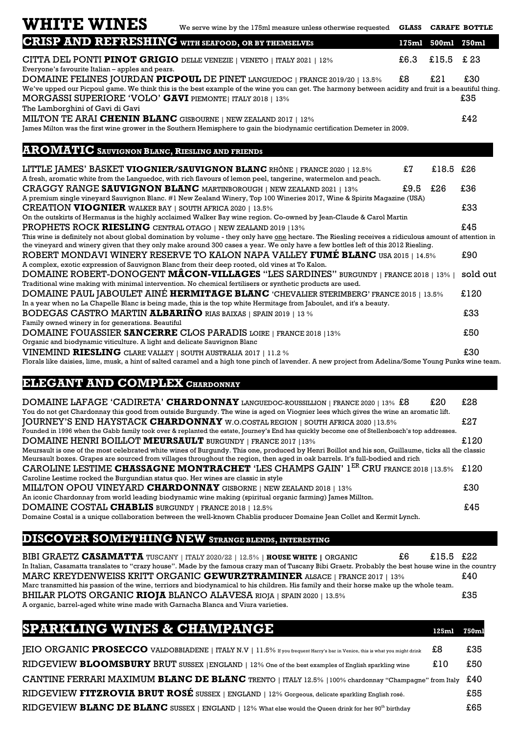# WHITE WINES

We serve wine by the 175ml measure unless otherwise requested

## CRISP AND REFRESHING WITH SEAFOOD, OR BY THEMSELVES

| | GLASS 175ml | CARAFE 500ml | BOTTLE 750ml |
|---|---|---|---|
| CITTA DEL PONTI **PINOT GRIGIO** DELLE VENEZIE \| VENETO \| ITALY 2021 \| 12%<br>Everyone's favourite Italian – apples and pears. | £6.3 | £15.5 | £ 23 |
| DOMAINE FELINES JOURDAN **PICPOUL** DE PINET LANGUEDOC \| FRANCE 2019/20 \| 13.5%<br>We've upped our Picpoul game. We think this is the best example of the wine you can get. The harmony between acidity and fruit is a beautiful thing. | £8 | £21 | £30 |
| MORGASSI SUPERIORE 'VOLO' **GAVI** PIEMONTE\| ITALY 2018 \| 13%<br>The Lamborghini of Gavi di Gavi | | | £35 |
| MILTON TE ARAI **CHENIN BLANC** GISBOURNE \| NEW ZEALAND 2017 \| 12%<br>James Milton was the first wine grower in the Southern Hemisphere to gain the biodynamic certification Demeter in 2009. | | | £42 |

## AROMATIC SAUVIGNON BLANC, RIESLING AND FRIENDS

| | GLASS | CARAFE | BOTTLE |
|---|---|---|---|
| LITTLE JAMES' BASKET **VIOGNIER/SAUVIGNON BLANC** RHÔNE \| FRANCE 2020 \| 12.5%<br>A fresh, aromatic white from the Languedoc, with rich flavours of lemon peel, tangerine, watermelon and peach. | £7 | £18.5 | £26 |
| CRAGGY RANGE **SAUVIGNON BLANC** MARTINBOROUGH \| NEW ZEALAND 2021 \| 13%<br>A premium single vineyard Sauvignon Blanc. #1 New Zealand Winery, Top 100 Wineries 2017, Wine & Spirits Magazine (USA) | £9.5 | £26 | £36 |
| CREATION **VIOGNIER** WALKER BAY \| SOUTH AFRICA 2020 \| 13.5%<br>On the outskirts of Hermanus is the highly acclaimed Walker Bay wine region. Co-owned by Jean-Claude & Carol Martin | | | £33 |
| PROPHETS ROCK **RIESLING** CENTRAL OTAGO \| NEW ZEALAND 2019 \|13%<br>This wine is definitely not about global domination by volume - they only have one hectare. The Riesling receives a ridiculous amount of attention in the vineyard and winery given that they only make around 300 cases a year. We only have a few bottles left of this 2012 Riesling. | | | £45 |
| ROBERT MONDAVI WINERY RESERVE TO KALON NAPA VALLEY **FUMÉ BLANC** USA 2015 \| 14.5%<br>A complex, exotic expression of Sauvignon Blanc from their deep rooted, old vines at To Kalon. | | | £90 |
| DOMAINE ROBERT-DONOGENT **MÂCON-VILLAGES** "LES SARDINES" BURGUNDY \| FRANCE 2018 \| 13% \|<br>Traditional wine making with minimal intervention. No chemical fertilisers or synthetic products are used. | | | sold out |
| DOMAINE PAUL JABOULET AINÉ **HERMITAGE BLANC** 'CHEVALIER STERIMBERG' FRANCE 2015 \| 13.5%<br>In a year when no La Chapelle Blanc is being made, this is the top white Hermitage from Jaboulet, and it's a beauty. | | | £120 |
| BODEGAS CASTRO MARTIN **ALBARIÑO** RIAS BAIXAS \| SPAIN 2019 \| 13 %<br>Family owned winery in for generations. Beautiful | | | £33 |
| DOMAINE FOUASSIER **SANCERRE** CLOS PARADIS LOIRE \| FRANCE 2018 \|13%<br>Organic and biodynamic viticulture. A light and delicate Sauvignon Blanc | | | £50 |
| VINEMIND **RIESLING** CLARE VALLEY \| SOUTH AUSTRALIA 2017 \| 11.2 %<br>Florals like daisies, lime, musk, a hint of salted caramel and a high tone pinch of lavender. A new project from Adelina/Some Young Punks wine team. | | | £30 |

## ELEGANT AND COMPLEX CHARDONNAY

| | GLASS | CARAFE | BOTTLE |
|---|---|---|---|
| DOMAINE LAFAGE 'CADIRETA' **CHARDONNAY** LANGUEDOC-ROUSSILLION \| FRANCE 2020 \| 13%<br>You do not get Chardonnay this good from outside Burgundy. The wine is aged on Viognier lees which gives the wine an aromatic lift. | £8 | £20 | £28 |
| JOURNEY'S END HAYSTACK **CHARDONNAY** W.O.COSTAL REGION \| SOUTH AFRICA 2020 \|13.5%<br>Founded in 1996 when the Gabb family took over & replanted the estate, Journey's End has quickly become one of Stellenbosch's top addresses. | | | £27 |
| DOMAINE HENRI BOILLOT **MEURSAULT** BURGUNDY \| FRANCE 2017 \|13%<br>Meursault is one of the most celebrated white wines of Burgundy. This one, produced by Henri Boillot and his son, Guillaume, ticks all the classic Meursault boxes. Grapes are sourced from villages throughout the region, then aged in oak barrels. It's full-bodied and rich | | | £120 |
| CAROLINE LESTIME **CHASSAGNE MONTRACHET** 'LES CHAMPS GAIN' 1ER CRU FRANCE 2018 \|13.5%<br>Caroline Lestime rocked the Burgundian status quo. Her wines are classic in style | | | £120 |
| MILLTON OPOU VINEYARD **CHARDONNAY** GISBORNE \| NEW ZEALAND 2018 \| 13%<br>An iconic Chardonnay from world leading biodynamic wine making (spiritual organic farming) James Millton. | | | £30 |
| DOMAINE COSTAL **CHABLIS** BURGUNDY \| FRANCE 2018 \| 12.5%<br>Domaine Costal is a unique collaboration between the well-known Chablis producer Domaine Jean Collet and Kermit Lynch. | | | £45 |

## DISCOVER SOMETHING NEW STRANGE BLENDS, INTERESTING

| | GLASS | CARAFE | BOTTLE |
|---|---|---|---|
| BIBI GRAETZ **CASAMATTA** TUSCANY \| ITALY 2020/22 \| 12.5% \| **HOUSE WHITE \|** ORGANIC<br>In Italian, Casamatta translates to "crazy house". Made by the famous crazy man of Tuscany Bibi Graetz. Probably the best house wine in the country | £6 | £15.5 | £22 |
| MARC KREYDENWEISS KRITT ORGANIC **GEWURZTRAMINER** ALSACE \| FRANCE 2017 \| 13%<br>Marc transmitted his passion of the wine, terriors and biodynamical to his children. His family and their horse make up the whole team. | | | £40 |
| BHILAR PLOTS ORGANIC **RIOJA** BLANCO ALAVESA RIOJA \| SPAIN 2020 \| 13.5%<br>A organic, barrel-aged white wine made with Garnacha Blanca and Viura varieties. | | | £35 |

## SPARKLING WINES & CHAMPANGE

| | 125ml | 750ml |
|---|---|---|
| JEIO ORGANIC **PROSECCO** VALDOBBIADENE \| ITALY N.V \| 11.5% If you frequent Harry's bar in Venice, this is what you might drink | £8 | £35 |
| RIDGEVIEW **BLOOMSBURY** BRUT SUSSEX \|ENGLAND \| 12% One of the best examples of English sparkling wine | £10 | £50 |
| CANTINE FERRARI MAXIMUM **BLANC DE BLANC** TRENTO \| ITALY 12.5% \|100% chardonnay "Champagne" from Italy | | £40 |
| RIDGEVIEW **FITZROVIA BRUT ROSÉ** SUSSEX \| ENGLAND \| 12% Gorgeous, delicate sparkling English rosé. | | £55 |
| RIDGEVIEW **BLANC DE BLANC** SUSSEX \| ENGLAND \| 12% What else would the Queen drink for her 90th birthday | | £65 |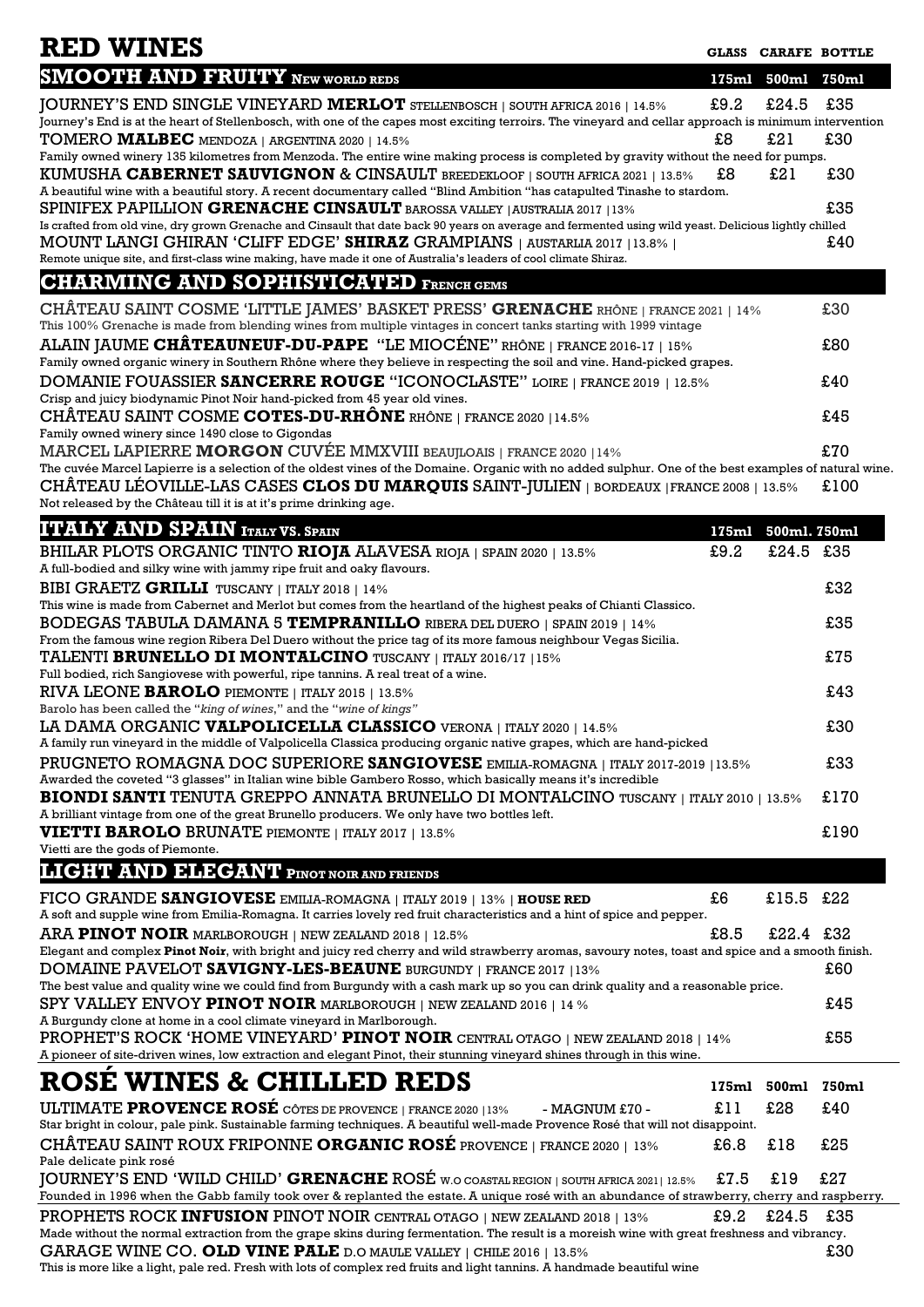# RED WINES

GLASS · CARAFE · BOTTLE

## SMOOTH AND FRUITY New world reds

| | 175ml | 500ml | 750ml |
|---|---|---|---|
| JOURNEY'S END SINGLE VINEYARD **MERLOT** STELLENBOSCH \| SOUTH AFRICA 2016 \| 14.5% | £9.2 | £24.5 | £35 |
| Journey's End is at the heart of Stellenbosch, with one of the capes most exciting terroirs. The vineyard and cellar approach is minimum intervention | | | |
| TOMERO **MALBEC** MENDOZA \| ARGENTINA 2020 \| 14.5% | £8 | £21 | £30 |
| Family owned vinery 135 kilometres from Menzoda. The entire wine making process is completed by gravity without the need for pumps. | | | |
| KUMUSHA **CABERNET SAUVIGNON** & CINSAULT BREEDEKLOOF \| SOUTH AFRICA 2021 \| 13.5% | £8 | £21 | £30 |
| A beautiful wine with a beautiful story. A recent documentary called "Blind Ambition "has catapulted Tinashe to stardom. | | | |
| SPINIFEX PAPILLION **GRENACHE CINSAULT** BAROSSA VALLEY \|AUSTRALIA 2017 \|13% | | | £35 |
| Is crafted from old vine, dry grown Grenache and Cinsault that date back 90 years on average and fermented using wild yeast. Delicious lightly chilled | | | |
| MOUNT LANGI GHIRAN 'CLIFF EDGE' **SHIRAZ** GRAMPIANS \| AUSTARLIA 2017 \|13.8% \| | | | £40 |
| Remote unique site, and first-class wine making, have made it one of Australia's leaders of cool climate Shiraz. | | | |

## CHARMING AND SOPHISTICATED French gems

| | | | |
|---|---|---|---|
| CHÂTEAU SAINT COSME 'LITTLE JAMES' BASKET PRESS' **GRENACHE** RHÔNE \| FRANCE 2021 \| 14% | | | £30 |
| This 100% Grenache is made from blending wines from multiple vintages in concert tanks starting with 1999 vintage | | | |
| ALAIN JAUME **CHÂTEAUNEUF-DU-PAPE** "LE MIOCÉNE" RHÔNE \| FRANCE 2016-17 \| 15% | | | £80 |
| Family owned organic winery in Southern Rhône where they believe in respecting the soil and vine. Hand-picked grapes. | | | |
| DOMANIE FOUASSIER **SANCERRE ROUGE** "ICONOCLASTE" LOIRE \| FRANCE 2019 \| 12.5% | | | £40 |
| Crisp and juicy biodynamic Pinot Noir hand-picked from 45 year old vines. | | | |
| CHÂTEAU SAINT COSME **COTES-DU-RHÔNE** RHÔNE \| FRANCE 2020 \|14.5% | | | £45 |
| Family owned winery since 1490 close to Gigondas | | | |
| MARCEL LAPIERRE **MORGON** CUVÉE MMXVIII BEAUJLOAIS \| FRANCE 2020 \|14% | | | £70 |
| The cuvée Marcel Lapierre is a selection of the oldest vines of the Domaine. Organic with no added sulphur. One of the best examples of natural wine. | | | |
| CHÂTEAU LÉOVILLE-LAS CASES **CLOS DU MARQUIS** SAINT-JULIEN \| BORDEAUX \|FRANCE 2008 \| 13.5% | | | £100 |
| Not released by the Château till it is at it's prime drinking age. | | | |

## ITALY AND SPAIN Italy vs. Spain

| | 175ml | 500ml. | 750ml |
|---|---|---|---|
| BHILAR PLOTS ORGANIC TINTO **RIOJA** ALAVESA RIOJA \| SPAIN 2020 \| 13.5% | £9.2 | £24.5 | £35 |
| A full-bodied and silky wine with jammy ripe fruit and oaky flavours. | | | |
| BIBI GRAETZ **GRILLI** TUSCANY \| ITALY 2018 \| 14% | | | £32 |
| This wine is made from Cabernet and Merlot but comes from the heartland of the highest peaks of Chianti Classico. | | | |
| BODEGAS TABULA DAMANA 5 **TEMPRANILLO** RIBERA DEL DUERO \| SPAIN 2019 \| 14% | | | £35 |
| From the famous wine region Ribera Del Duero without the price tag of its more famous neighbour Vegas Sicilia. | | | |
| TALENTI **BRUNELLO DI MONTALCINO** TUSCANY \| ITALY 2016/17 \|15% | | | £75 |
| Full bodied, rich Sangiovese with powerful, ripe tannins. A real treat of a wine. | | | |
| RIVA LEONE **BAROLO** PIEMONTE \| ITALY 2015 \| 13.5% | | | £43 |
| Barolo has been called the "*king of wines*," and the "*wine of kings*" | | | |
| LA DAMA ORGANIC **VALPOLICELLA CLASSICO** VERONA \| ITALY 2020 \| 14.5% | | | £30 |
| A family run vineyard in the middle of Valpolicella Classica producing organic native grapes, which are hand-picked | | | |
| PRUGNETO ROMAGNA DOC SUPERIORE **SANGIOVESE** EMILIA-ROMAGNA \| ITALY 2017-2019 \|13.5% | | | £33 |
| Awarded the coveted "3 glasses" in Italian wine bible Gambero Rosso, which basically means it's incredible | | | |
| **BIONDI SANTI** TENUTA GREPPO ANNATA BRUNELLO DI MONTALCINO TUSCANY \| ITALY 2010 \| 13.5% | | | £170 |
| A brilliant vintage from one of the great Brunello producers. We only have two bottles left. | | | |
| **VIETTI BAROLO** BRUNATE PIEMONTE \| ITALY 2017 \| 13.5% | | | £190 |
| Vietti are the gods of Piemonte. | | | |

## LIGHT AND ELEGANT Pinot noir and friends

| | | | |
|---|---|---|---|
| FICO GRANDE **SANGIOVESE** EMILIA-ROMAGNA \| ITALY 2019 \| 13% \| **HOUSE RED** | £6 | £15.5 | £22 |
| A soft and supple wine from Emilia-Romagna. It carries lovely red fruit characteristics and a hint of spice and pepper. | | | |
| ARA **PINOT NOIR** MARLBOROUGH \| NEW ZEALAND 2018 \| 12.5% | £8.5 | £22.4 | £32 |
| Elegant and complex **Pinot Noir**, with bright and juicy red cherry and wild strawberry aromas, savoury notes, toast and spice and a smooth finish. | | | |
| DOMAINE PAVELOT **SAVIGNY-LES-BEAUNE** BURGUNDY \| FRANCE 2017 \|13% | | | £60 |
| The best value and quality wine we could find from Burgundy with a cash mark up so you can drink quality and a reasonable price. | | | |
| SPY VALLEY ENVOY **PINOT NOIR** MARLBOROUGH \| NEW ZEALAND 2016 \| 14 % | | | £45 |
| A Burgundy clone at home in a cool climate vineyard in Marlborough. | | | |
| PROPHET'S ROCK 'HOME VINEYARD' **PINOT NOIR** CENTRAL OTAGO \| NEW ZEALAND 2018 \| 14% | | | £55 |
| A pioneer of site-driven wines, low extraction and elegant Pinot, their stunning vineyard shines through in this wine. | | | |

# ROSÉ WINES & CHILLED REDS

| | 175ml | 500ml | 750ml |
|---|---|---|---|
| ULTIMATE **PROVENCE ROSÉ** CÔTES DE PROVENCE \| FRANCE 2020 \|13% - MAGNUM £70 - | £11 | £28 | £40 |
| Star bright in colour, pale pink. Sustainable farming techniques. A beautiful well-made Provence Rosé that will not disappoint. | | | |
| CHÂTEAU SAINT ROUX FRIPONNE **ORGANIC ROSÉ** PROVENCE \| FRANCE 2020 \| 13% | £6.8 | £18 | £25 |
| Pale delicate pink rosé | | | |
| JOURNEY'S END 'WILD CHILD' **GRENACHE** ROSÉ W.O COASTAL REGION \| SOUTH AFRICA 2021\| 12.5% | £7.5 | £19 | £27 |
| Founded in 1996 when the Gabb family took over & replanted the estate. A unique rosé with an abundance of strawberry, cherry and raspberry. | | | |
| PROPHETS ROCK **INFUSION** PINOT NOIR CENTRAL OTAGO \| NEW ZEALAND 2018 \| 13% | £9.2 | £24.5 | £35 |
| Made without the normal extraction from the grape skins during fermentation. The result is a moreish wine with great freshness and vibrancy. | | | |
| GARAGE WINE CO. **OLD VINE PALE** D.O MAULE VALLEY \| CHILE 2016 \| 13.5% | | | £30 |
| This is more like a light, pale red. Fresh with lots of complex red fruits and light tannins. A handmade beautiful wine | | | |